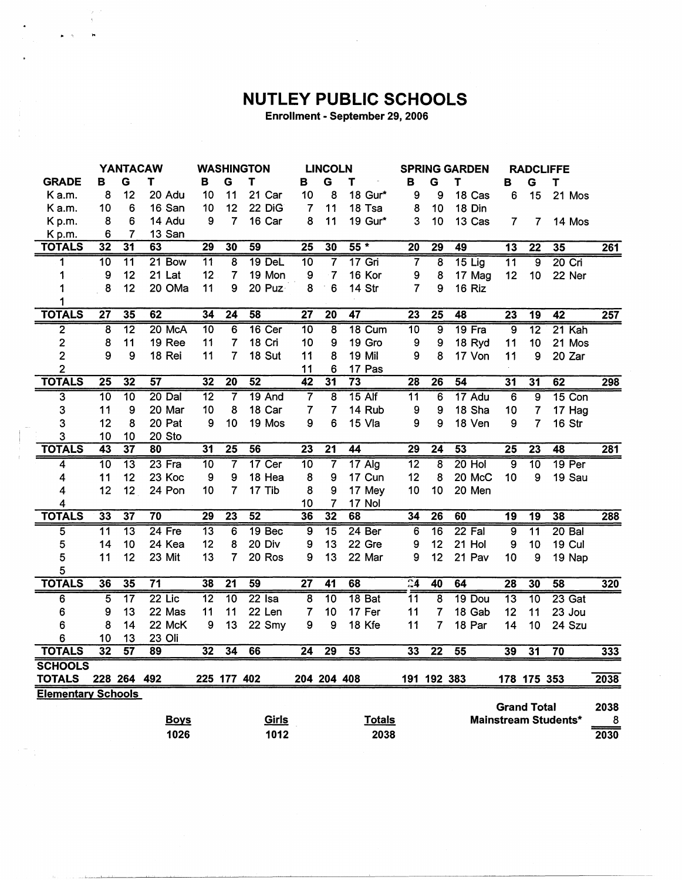# NUTLEY PUBLIC SCHOOLS

**Enrollment - September 29, 2006**

| | YANTACAW | | | WASHINGTON | | | LINCOLN | | | SPRING GARDEN | | | RADCLIFFE | | | |
|---|---|---|---|---|---|---|---|---|---|---|---|---|---|---|---|---|
| **GRADE** | **B** | **G** | **T** | **B** | **G** | **T** | **B** | **G** | **T** | **B** | **G** | **T** | **B** | **G** | **T** | |
| K a.m. | 8 | 12 | 20 Adu | 10 | 11 | 21 Car | 10 | 8 | 18 Gur* | 9 | 9 | 18 Cas | 6 | 15 | 21 Mos | |
| K a.m. | 10 | 6 | 16 San | 10 | 12 | 22 DiG | 7 | 11 | 18 Tsa | 8 | 10 | 18 Din | | | | |
| K p.m. | 8 | 6 | 14 Adu | 9 | 7 | 16 Car | 8 | 11 | 19 Gur* | 3 | 10 | 13 Cas | 7 | 7 | 14 Mos | |
| K p.m. | 6 | 7 | 13 San | | | | | | | | | | | | | |
| **TOTALS** | **32** | **31** | **63** | **29** | **30** | **59** | **25** | **30** | **55 *** | **20** | **29** | **49** | **13** | **22** | **35** | **261** |
| 1 | 10 | 11 | 21 Bow | 11 | 8 | 19 DeL | 10 | 7 | 17 Gri | 7 | 8 | 15 Lig | 11 | 9 | 20 Cri | |
| 1 | 9 | 12 | 21 Lat | 12 | 7 | 19 Mon | 9 | 7 | 16 Kor | 9 | 8 | 17 Mag | 12 | 10 | 22 Ner | |
| 1 | 8 | 12 | 20 OMa | 11 | 9 | 20 Puz | 8 | 6 | 14 Str | 7 | 9 | 16 Riz | | | | |
| 1 | | | | | | | | | | | | | | | | |
| **TOTALS** | **27** | **35** | **62** | **34** | **24** | **58** | **27** | **20** | **47** | **23** | **25** | **48** | **23** | **19** | **42** | **257** |
| 2 | 8 | 12 | 20 McA | 10 | 6 | 16 Cer | 10 | 8 | 18 Cum | 10 | 9 | 19 Fra | 9 | 12 | 21 Kah | |
| 2 | 8 | 11 | 19 Ree | 11 | 7 | 18 Cri | 10 | 9 | 19 Gro | 9 | 9 | 18 Ryd | 11 | 10 | 21 Mos | |
| 2 | 9 | 9 | 18 Rei | 11 | 7 | 18 Sut | 11 | 8 | 19 Mil | 9 | 8 | 17 Von | 11 | 9 | 20 Zar | |
| 2 | | | | | | | 11 | 6 | 17 Pas | | | | | | | |
| **TOTALS** | **25** | **32** | **57** | **32** | **20** | **52** | **42** | **31** | **73** | **28** | **26** | **54** | **31** | **31** | **62** | **298** |
| 3 | 10 | 10 | 20 Dal | 12 | 7 | 19 And | 7 | 8 | 15 Alf | 11 | 6 | 17 Adu | 6 | 9 | 15 Con | |
| 3 | 11 | 9 | 20 Mar | 10 | 8 | 18 Car | 7 | 7 | 14 Rub | 9 | 9 | 18 Sha | 10 | 7 | 17 Hag | |
| 3 | 12 | 8 | 20 Pat | 9 | 10 | 19 Mos | 9 | 6 | 15 Vla | 9 | 9 | 18 Ven | 9 | 7 | 16 Str | |
| 3 | 10 | 10 | 20 Sto | | | | | | | | | | | | | |
| **TOTALS** | **43** | **37** | **80** | **31** | **25** | **56** | **23** | **21** | **44** | **29** | **24** | **53** | **25** | **23** | **48** | **281** |
| 4 | 10 | 13 | 23 Fra | 10 | 7 | 17 Cer | 10 | 7 | 17 Alg | 12 | 8 | 20 Hol | 9 | 10 | 19 Per | |
| 4 | 11 | 12 | 23 Koc | 9 | 9 | 18 Hea | 8 | 9 | 17 Cun | 12 | 8 | 20 McC | 10 | 9 | 19 Sau | |
| 4 | 12 | 12 | 24 Pon | 10 | 7 | 17 Tib | 8 | 9 | 17 Mey | 10 | 10 | 20 Men | | | | |
| 4 | | | | | | | 10 | 7 | 17 Nol | | | | | | | |
| **TOTALS** | **33** | **37** | **70** | **29** | **23** | **52** | **36** | **32** | **68** | **34** | **26** | **60** | **19** | **19** | **38** | **288** |
| 5 | 11 | 13 | 24 Fre | 13 | 6 | 19 Bec | 9 | 15 | 24 Ber | 6 | 16 | 22 Fal | 9 | 11 | 20 Bal | |
| 5 | 14 | 10 | 24 Kea | 12 | 8 | 20 Div | 9 | 13 | 22 Gre | 9 | 12 | 21 Hol | 9 | 10 | 19 Cul | |
| 5 | 11 | 12 | 23 Mit | 13 | 7 | 20 Ros | 9 | 13 | 22 Mar | 9 | 12 | 21 Pav | 10 | 9 | 19 Nap | |
| 5 | | | | | | | | | | | | | | | | |
| **TOTALS** | **36** | **35** | **71** | **38** | **21** | **59** | **27** | **41** | **68** | **24** | **40** | **64** | **28** | **30** | **58** | **320** |
| 6 | 5 | 17 | 22 Lic | 12 | 10 | 22 Isa | 8 | 10 | 18 Bat | 11 | 8 | 19 Dou | 13 | 10 | 23 Gat | |
| 6 | 9 | 13 | 22 Mas | 11 | 11 | 22 Len | 7 | 10 | 17 Fer | 11 | 7 | 18 Gab | 12 | 11 | 23 Jou | |
| 6 | 8 | 14 | 22 McK | 9 | 13 | 22 Smy | 9 | 9 | 18 Kfe | 11 | 7 | 18 Par | 14 | 10 | 24 Szu | |
| 6 | 10 | 13 | 23 Oli | | | | | | | | | | | | | |
| **TOTALS** | **32** | **57** | **89** | **32** | **34** | **66** | **24** | **29** | **53** | **33** | **22** | **55** | **39** | **31** | **70** | **333** |
| **SCHOOLS TOTALS** | **228** | **264** | **492** | **225** | **177** | **402** | **204** | **204** | **408** | **191** | **192** | **383** | **178** | **175** | **353** | **2038** |

**Elementary Schools**

| Boys | Girls | Totals |
|---|---|---|
| 1026 | 1012 | 2038 |

| | |
|---|---|
| **Grand Total** | **2038** |
| **Mainstream Students*** | **8** |
| | **2030** |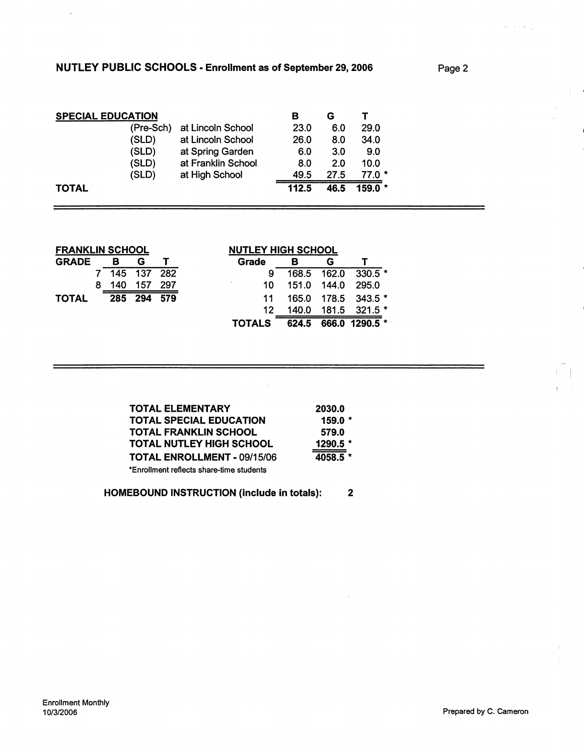## NUTLEY PUBLIC SCHOOLS - Enrollment as of September 29, 2006

| SPECIAL EDUCATION | | | B | G | T |
|---|---|---|---|---|---|
| | (Pre-Sch) | at Lincoln School | 23.0 | 6.0 | 29.0 |
| | (SLD) | at Lincoln School | 26.0 | 8.0 | 34.0 |
| | (SLD) | at Spring Garden | 6.0 | 3.0 | 9.0 |
| | (SLD) | at Franklin School | 8.0 | 2.0 | 10.0 |
| | (SLD) | at High School | 49.5 | 27.5 | 77.0 * |
| **TOTAL** | | | **112.5** | **46.5** | **159.0 *** |

**FRANKLIN SCHOOL**

| GRADE | B | G | T |
|---|---|---|---|
| 7 | 145 | 137 | 282 |
| 8 | 140 | 157 | 297 |
| **TOTAL** | **285** | **294** | **579** |

**NUTLEY HIGH SCHOOL**

| Grade | B | G | T |
|---|---|---|---|
| 9 | 168.5 | 162.0 | 330.5 * |
| 10 | 151.0 | 144.0 | 295.0 |
| 11 | 165.0 | 178.5 | 343.5 * |
| 12 | 140.0 | 181.5 | 321.5 * |
| **TOTALS** | **624.5** | **666.0** | **1290.5 *** |

| | |
|---|---|
| **TOTAL ELEMENTARY** | **2030.0** |
| **TOTAL SPECIAL EDUCATION** | **159.0 *** |
| **TOTAL FRANKLIN SCHOOL** | **579.0** |
| **TOTAL NUTLEY HIGH SCHOOL** | **1290.5 *** |
| **TOTAL ENROLLMENT - 09/15/06** | **4058.5 *** |

*Enrollment reflects share-time students

**HOMEBOUND INSTRUCTION (include in totals): 2**

Enrollment Monthly
10/3/2006

Prepared by C. Cameron